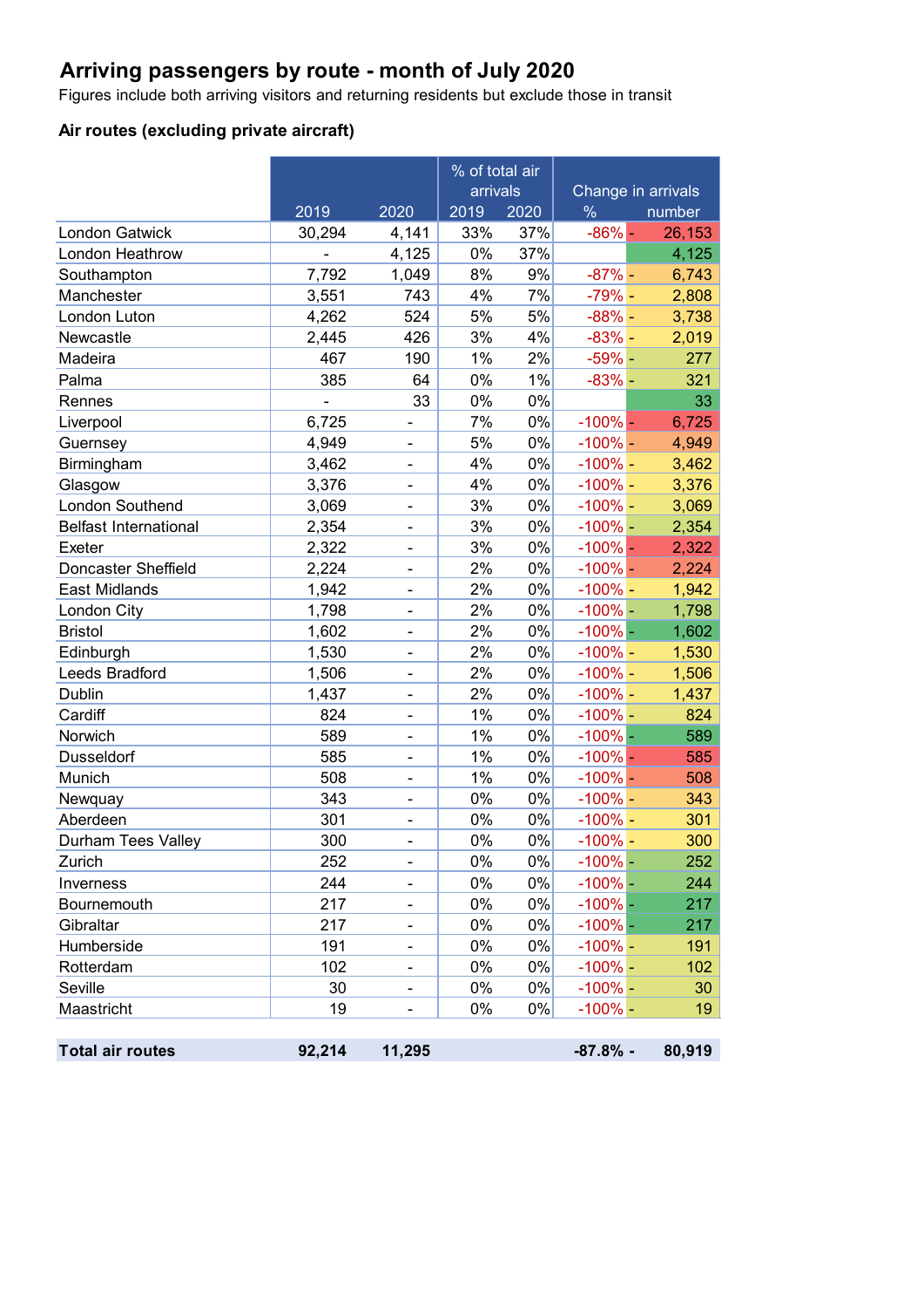# Arriving passengers by route - month of July 2020

Figures include both arriving visitors and returning residents but exclude those in transit

### Air routes (excluding private aircraft)

| | 2019 | 2020 | % of total air arrivals 2019 | % of total air arrivals 2020 | Change in arrivals % | Change in arrivals number |
|---|---|---|---|---|---|---|
| London Gatwick | 30,294 | 4,141 | 33% | 37% | -86% | - 26,153 |
| London Heathrow | - | 4,125 | 0% | 37% | | 4,125 |
| Southampton | 7,792 | 1,049 | 8% | 9% | -87% | - 6,743 |
| Manchester | 3,551 | 743 | 4% | 7% | -79% | - 2,808 |
| London Luton | 4,262 | 524 | 5% | 5% | -88% | - 3,738 |
| Newcastle | 2,445 | 426 | 3% | 4% | -83% | - 2,019 |
| Madeira | 467 | 190 | 1% | 2% | -59% | - 277 |
| Palma | 385 | 64 | 0% | 1% | -83% | - 321 |
| Rennes | - | 33 | 0% | 0% | | 33 |
| Liverpool | 6,725 | - | 7% | 0% | -100% | - 6,725 |
| Guernsey | 4,949 | - | 5% | 0% | -100% | - 4,949 |
| Birmingham | 3,462 | - | 4% | 0% | -100% | - 3,462 |
| Glasgow | 3,376 | - | 4% | 0% | -100% | - 3,376 |
| London Southend | 3,069 | - | 3% | 0% | -100% | - 3,069 |
| Belfast International | 2,354 | - | 3% | 0% | -100% | - 2,354 |
| Exeter | 2,322 | - | 3% | 0% | -100% | - 2,322 |
| Doncaster Sheffield | 2,224 | - | 2% | 0% | -100% | - 2,224 |
| East Midlands | 1,942 | - | 2% | 0% | -100% | - 1,942 |
| London City | 1,798 | - | 2% | 0% | -100% | - 1,798 |
| Bristol | 1,602 | - | 2% | 0% | -100% | - 1,602 |
| Edinburgh | 1,530 | - | 2% | 0% | -100% | - 1,530 |
| Leeds Bradford | 1,506 | - | 2% | 0% | -100% | - 1,506 |
| Dublin | 1,437 | - | 2% | 0% | -100% | - 1,437 |
| Cardiff | 824 | - | 1% | 0% | -100% | - 824 |
| Norwich | 589 | - | 1% | 0% | -100% | - 589 |
| Dusseldorf | 585 | - | 1% | 0% | -100% | - 585 |
| Munich | 508 | - | 1% | 0% | -100% | - 508 |
| Newquay | 343 | - | 0% | 0% | -100% | - 343 |
| Aberdeen | 301 | - | 0% | 0% | -100% | - 301 |
| Durham Tees Valley | 300 | - | 0% | 0% | -100% | - 300 |
| Zurich | 252 | - | 0% | 0% | -100% | - 252 |
| Inverness | 244 | - | 0% | 0% | -100% | - 244 |
| Bournemouth | 217 | - | 0% | 0% | -100% | - 217 |
| Gibraltar | 217 | - | 0% | 0% | -100% | - 217 |
| Humberside | 191 | - | 0% | 0% | -100% | - 191 |
| Rotterdam | 102 | - | 0% | 0% | -100% | - 102 |
| Seville | 30 | - | 0% | 0% | -100% | - 30 |
| Maastricht | 19 | - | 0% | 0% | -100% | - 19 |
| **Total air routes** | **92,214** | **11,295** | | | **-87.8%** | **- 80,919** |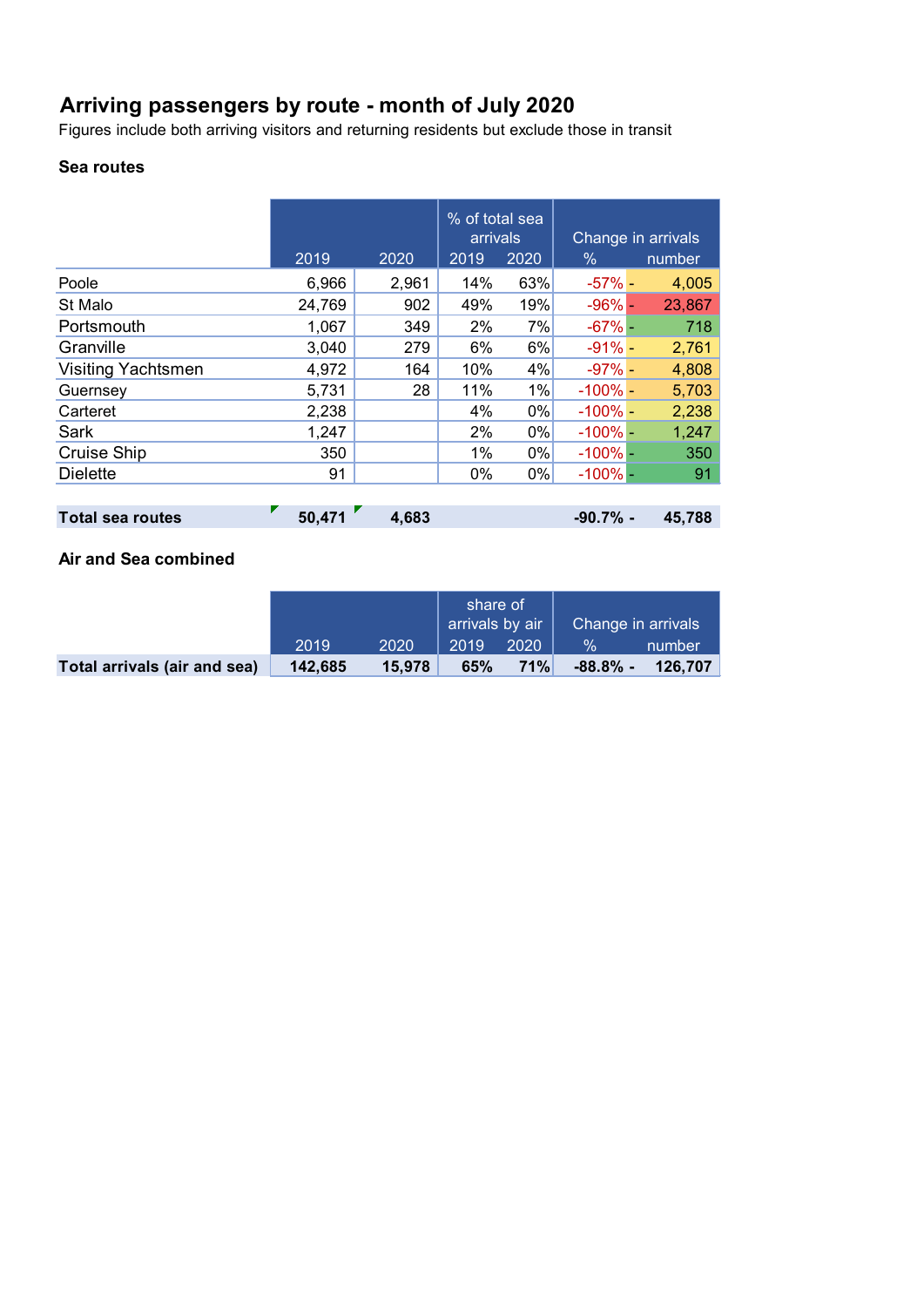# Arriving passengers by route - month of July 2020

Figures include both arriving visitors and returning residents but exclude those in transit

### Sea routes

| | 2019 | 2020 | % of total sea arrivals 2019 | % of total sea arrivals 2020 | Change in arrivals % | Change in arrivals number |
|---|---|---|---|---|---|---|
| Poole | 6,966 | 2,961 | 14% | 63% | -57% | - 4,005 |
| St Malo | 24,769 | 902 | 49% | 19% | -96% | - 23,867 |
| Portsmouth | 1,067 | 349 | 2% | 7% | -67% | - 718 |
| Granville | 3,040 | 279 | 6% | 6% | -91% | - 2,761 |
| Visiting Yachtsmen | 4,972 | 164 | 10% | 4% | -97% | - 4,808 |
| Guernsey | 5,731 | 28 | 11% | 1% | -100% | - 5,703 |
| Carteret | 2,238 | | 4% | 0% | -100% | - 2,238 |
| Sark | 1,247 | | 2% | 0% | -100% | - 1,247 |
| Cruise Ship | 350 | | 1% | 0% | -100% | - 350 |
| Dielette | 91 | | 0% | 0% | -100% | - 91 |
| **Total sea routes** | **50,471** | **4,683** | | | **-90.7%** | **- 45,788** |

### Air and Sea combined

| | 2019 | 2020 | share of arrivals by air 2019 | share of arrivals by air 2020 | Change in arrivals % | Change in arrivals number |
|---|---|---|---|---|---|---|
| **Total arrivals (air and sea)** | **142,685** | **15,978** | **65%** | **71%** | **-88.8%** | **- 126,707** |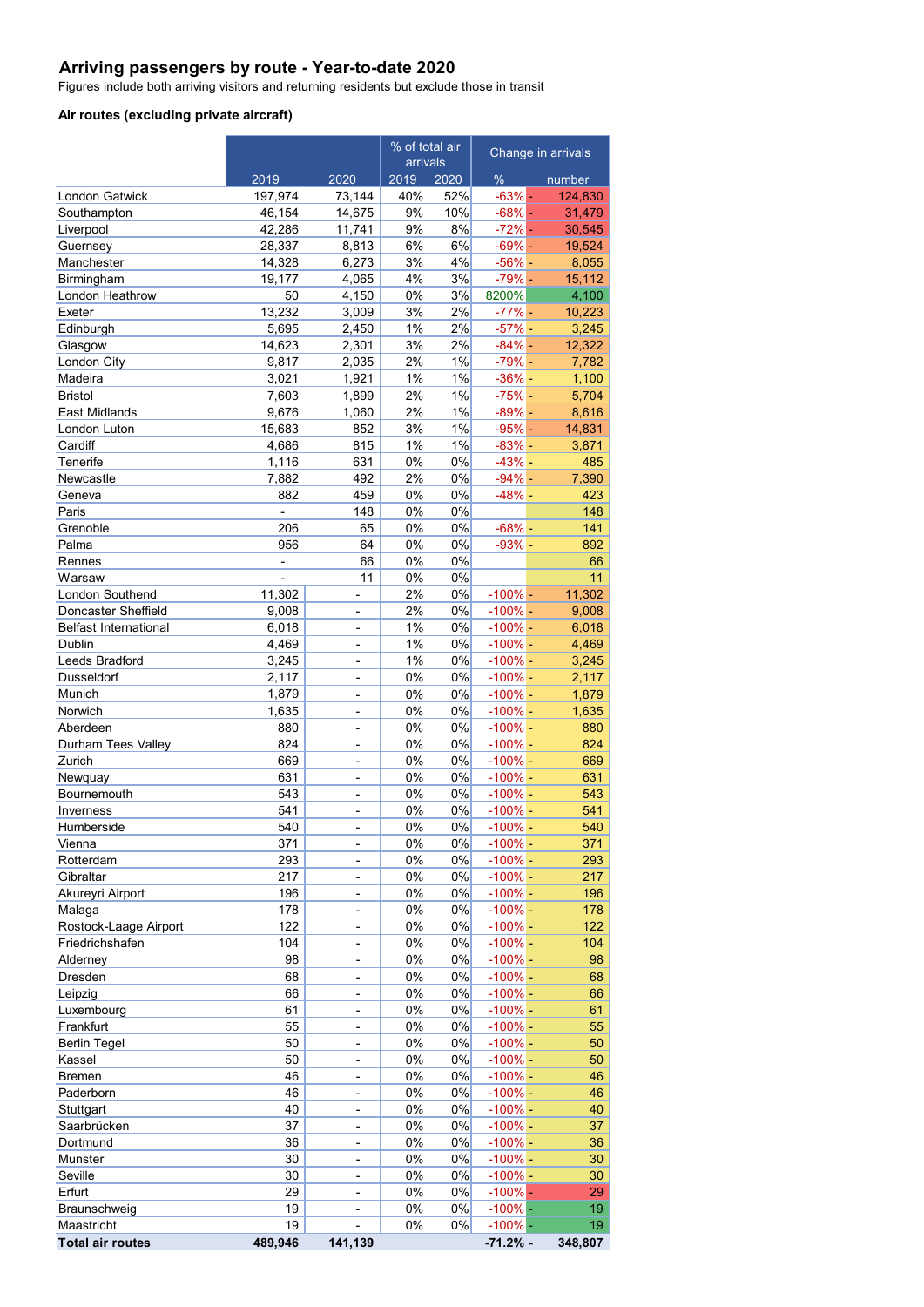## Arriving passengers by route - Year-to-date 2020

Figures include both arriving visitors and returning residents but exclude those in transit

### Air routes (excluding private aircraft)

| | 2019 | 2020 | % of total air arrivals 2019 | % of total air arrivals 2020 | Change in arrivals % | Change in arrivals number |
|---|---|---|---|---|---|---|
| London Gatwick | 197,974 | 73,144 | 40% | 52% | -63% | -124,830 |
| Southampton | 46,154 | 14,675 | 9% | 10% | -68% | -31,479 |
| Liverpool | 42,286 | 11,741 | 9% | 8% | -72% | -30,545 |
| Guernsey | 28,337 | 8,813 | 6% | 6% | -69% | -19,524 |
| Manchester | 14,328 | 6,273 | 3% | 4% | -56% | -8,055 |
| Birmingham | 19,177 | 4,065 | 4% | 3% | -79% | -15,112 |
| London Heathrow | 50 | 4,150 | 0% | 3% | 8200% | 4,100 |
| Exeter | 13,232 | 3,009 | 3% | 2% | -77% | -10,223 |
| Edinburgh | 5,695 | 2,450 | 1% | 2% | -57% | -3,245 |
| Glasgow | 14,623 | 2,301 | 3% | 2% | -84% | -12,322 |
| London City | 9,817 | 2,035 | 2% | 1% | -79% | -7,782 |
| Madeira | 3,021 | 1,921 | 1% | 1% | -36% | -1,100 |
| Bristol | 7,603 | 1,899 | 2% | 1% | -75% | -5,704 |
| East Midlands | 9,676 | 1,060 | 2% | 1% | -89% | -8,616 |
| London Luton | 15,683 | 852 | 3% | 1% | -95% | -14,831 |
| Cardiff | 4,686 | 815 | 1% | 1% | -83% | -3,871 |
| Tenerife | 1,116 | 631 | 0% | 0% | -43% | -485 |
| Newcastle | 7,882 | 492 | 2% | 0% | -94% | -7,390 |
| Geneva | 882 | 459 | 0% | 0% | -48% | -423 |
| Paris | - | 148 | 0% | 0% | | 148 |
| Grenoble | 206 | 65 | 0% | 0% | -68% | -141 |
| Palma | 956 | 64 | 0% | 0% | -93% | -892 |
| Rennes | - | 66 | 0% | 0% | | 66 |
| Warsaw | - | 11 | 0% | 0% | | 11 |
| London Southend | 11,302 | - | 2% | 0% | -100% | -11,302 |
| Doncaster Sheffield | 9,008 | - | 2% | 0% | -100% | -9,008 |
| Belfast International | 6,018 | - | 1% | 0% | -100% | -6,018 |
| Dublin | 4,469 | - | 1% | 0% | -100% | -4,469 |
| Leeds Bradford | 3,245 | - | 1% | 0% | -100% | -3,245 |
| Dusseldorf | 2,117 | - | 0% | 0% | -100% | -2,117 |
| Munich | 1,879 | - | 0% | 0% | -100% | -1,879 |
| Norwich | 1,635 | - | 0% | 0% | -100% | -1,635 |
| Aberdeen | 880 | - | 0% | 0% | -100% | -880 |
| Durham Tees Valley | 824 | - | 0% | 0% | -100% | -824 |
| Zurich | 669 | - | 0% | 0% | -100% | -669 |
| Newquay | 631 | - | 0% | 0% | -100% | -631 |
| Bournemouth | 543 | - | 0% | 0% | -100% | -543 |
| Inverness | 541 | - | 0% | 0% | -100% | -541 |
| Humberside | 540 | - | 0% | 0% | -100% | -540 |
| Vienna | 371 | - | 0% | 0% | -100% | -371 |
| Rotterdam | 293 | - | 0% | 0% | -100% | -293 |
| Gibraltar | 217 | - | 0% | 0% | -100% | -217 |
| Akureyri Airport | 196 | - | 0% | 0% | -100% | -196 |
| Malaga | 178 | - | 0% | 0% | -100% | -178 |
| Rostock-Laage Airport | 122 | - | 0% | 0% | -100% | -122 |
| Friedrichshafen | 104 | - | 0% | 0% | -100% | -104 |
| Alderney | 98 | - | 0% | 0% | -100% | -98 |
| Dresden | 68 | - | 0% | 0% | -100% | -68 |
| Leipzig | 66 | - | 0% | 0% | -100% | -66 |
| Luxembourg | 61 | - | 0% | 0% | -100% | -61 |
| Frankfurt | 55 | - | 0% | 0% | -100% | -55 |
| Berlin Tegel | 50 | - | 0% | 0% | -100% | -50 |
| Kassel | 50 | - | 0% | 0% | -100% | -50 |
| Bremen | 46 | - | 0% | 0% | -100% | -46 |
| Paderborn | 46 | - | 0% | 0% | -100% | -46 |
| Stuttgart | 40 | - | 0% | 0% | -100% | -40 |
| Saarbrücken | 37 | - | 0% | 0% | -100% | -37 |
| Dortmund | 36 | - | 0% | 0% | -100% | -36 |
| Munster | 30 | - | 0% | 0% | -100% | -30 |
| Seville | 30 | - | 0% | 0% | -100% | -30 |
| Erfurt | 29 | - | 0% | 0% | -100% | -29 |
| Braunschweig | 19 | - | 0% | 0% | -100% | -19 |
| Maastricht | 19 | - | 0% | 0% | -100% | -19 |
| **Total air routes** | **489,946** | **141,139** | | | **-71.2%** | **-348,807** |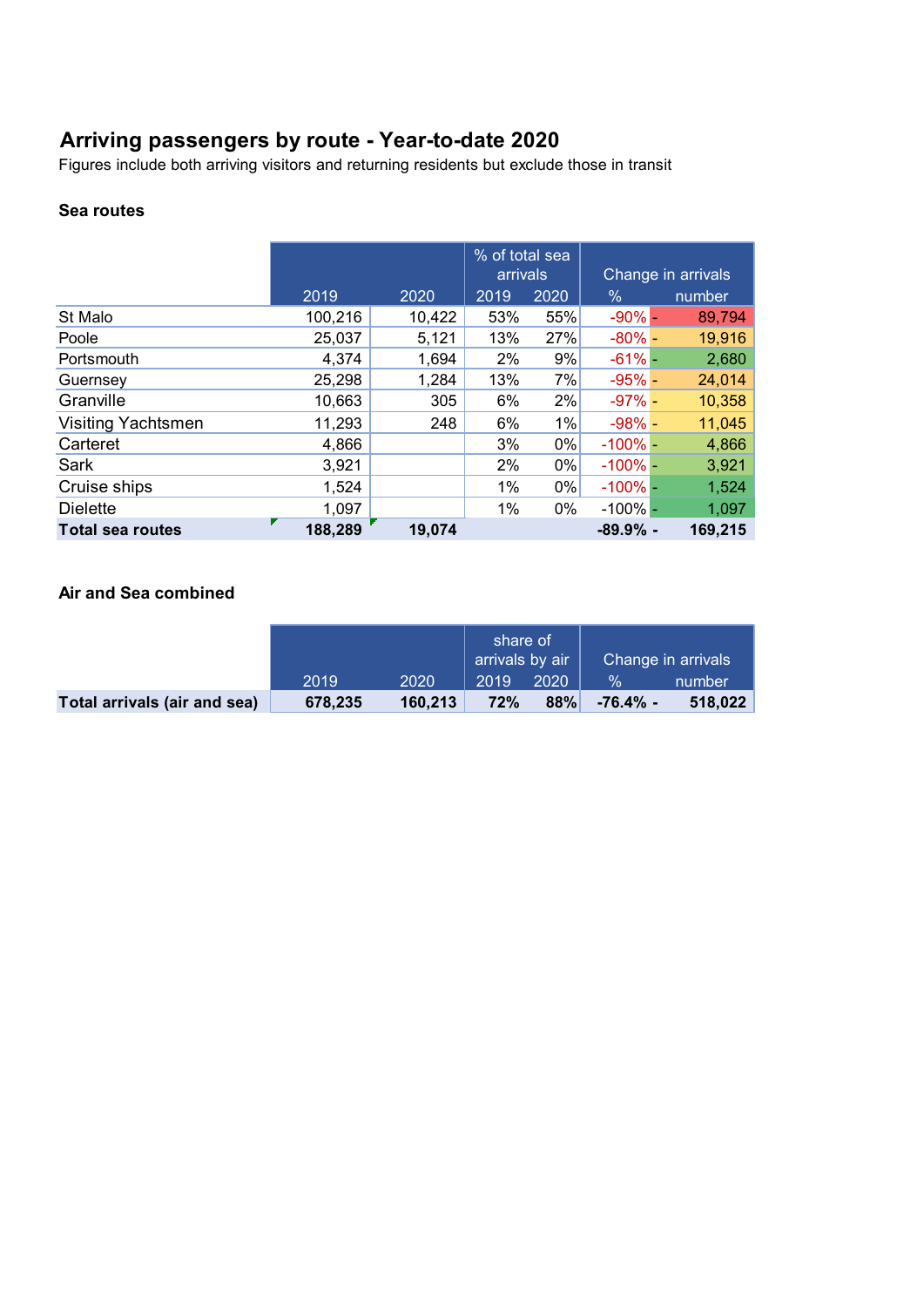# Arriving passengers by route - Year-to-date 2020

Figures include both arriving visitors and returning residents but exclude those in transit

### Sea routes

| | 2019 | 2020 | % of total sea arrivals 2019 | % of total sea arrivals 2020 | Change in arrivals % | Change in arrivals number |
|---|---|---|---|---|---|---|
| St Malo | 100,216 | 10,422 | 53% | 55% | -90% | - 89,794 |
| Poole | 25,037 | 5,121 | 13% | 27% | -80% | - 19,916 |
| Portsmouth | 4,374 | 1,694 | 2% | 9% | -61% | - 2,680 |
| Guernsey | 25,298 | 1,284 | 13% | 7% | -95% | - 24,014 |
| Granville | 10,663 | 305 | 6% | 2% | -97% | - 10,358 |
| Visiting Yachtsmen | 11,293 | 248 | 6% | 1% | -98% | - 11,045 |
| Carteret | 4,866 | | 3% | 0% | -100% | - 4,866 |
| Sark | 3,921 | | 2% | 0% | -100% | - 3,921 |
| Cruise ships | 1,524 | | 1% | 0% | -100% | - 1,524 |
| Dielette | 1,097 | | 1% | 0% | -100% | - 1,097 |
| **Total sea routes** | **188,289** | **19,074** | | | **-89.9%** | **- 169,215** |

### Air and Sea combined

| | 2019 | 2020 | share of arrivals by air 2019 | share of arrivals by air 2020 | Change in arrivals % | Change in arrivals number |
|---|---|---|---|---|---|---|
| **Total arrivals (air and sea)** | **678,235** | **160,213** | **72%** | **88%** | **-76.4%** | **- 518,022** |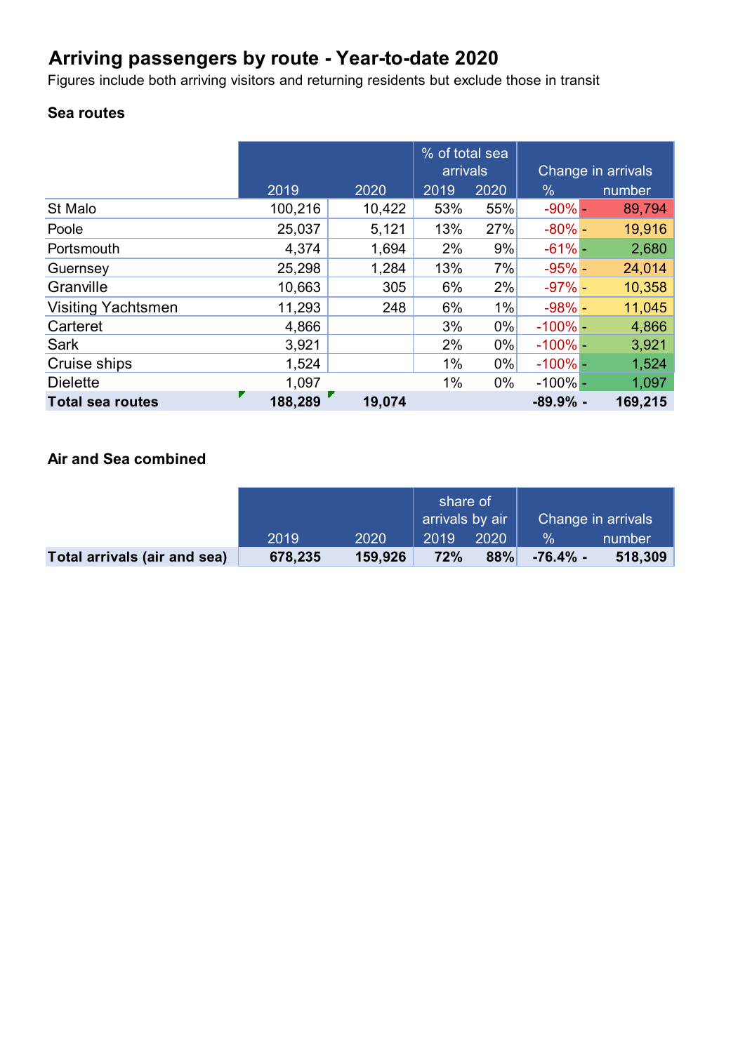# Arriving passengers by route - Year-to-date 2020

Figures include both arriving visitors and returning residents but exclude those in transit

## Sea routes

| | 2019 | 2020 | % of total sea arrivals 2019 | 2020 | Change in arrivals % | number |
|---|---|---|---|---|---|---|
| St Malo | 100,216 | 10,422 | 53% | 55% | -90% | - 89,794 |
| Poole | 25,037 | 5,121 | 13% | 27% | -80% | - 19,916 |
| Portsmouth | 4,374 | 1,694 | 2% | 9% | -61% | - 2,680 |
| Guernsey | 25,298 | 1,284 | 13% | 7% | -95% | - 24,014 |
| Granville | 10,663 | 305 | 6% | 2% | -97% | - 10,358 |
| Visiting Yachtsmen | 11,293 | 248 | 6% | 1% | -98% | - 11,045 |
| Carteret | 4,866 | | 3% | 0% | -100% | - 4,866 |
| Sark | 3,921 | | 2% | 0% | -100% | - 3,921 |
| Cruise ships | 1,524 | | 1% | 0% | -100% | - 1,524 |
| Dielette | 1,097 | | 1% | 0% | -100% | - 1,097 |
| **Total sea routes** | **188,289** | **19,074** | | | **-89.9%** | **- 169,215** |

## Air and Sea combined

| | 2019 | 2020 | share of arrivals by air 2019 | 2020 | Change in arrivals % | number |
|---|---|---|---|---|---|---|
| **Total arrivals (air and sea)** | **678,235** | **159,926** | **72%** | **88%** | **-76.4%** | **- 518,309** |